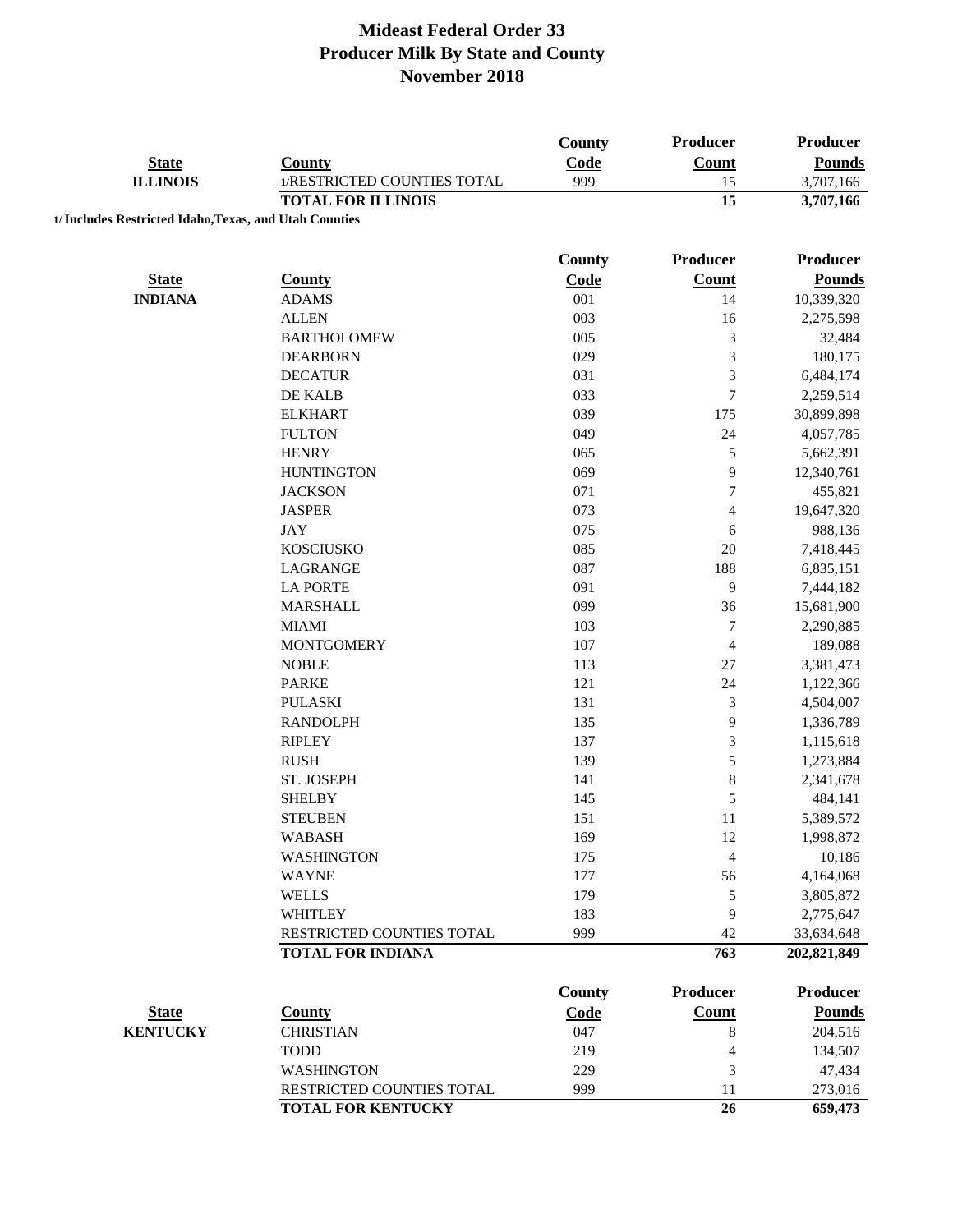# Mideast Federal Order 33
## Producer Milk By State and County
## November 2018

| State | County | County Code | Producer Count | Producer Pounds |
|---|---|---|---|---|
| **ILLINOIS** | 1/RESTRICTED COUNTIES TOTAL | 999 | 15 | 3,707,166 |
| | **TOTAL FOR ILLINOIS** | | **15** | **3,707,166** |

**1/ Includes Restricted Idaho,Texas, and Utah Counties**

| State | County | County Code | Producer Count | Producer Pounds |
|---|---|---|---|---|
| **INDIANA** | ADAMS | 001 | 14 | 10,339,320 |
| | ALLEN | 003 | 16 | 2,275,598 |
| | BARTHOLOMEW | 005 | 3 | 32,484 |
| | DEARBORN | 029 | 3 | 180,175 |
| | DECATUR | 031 | 3 | 6,484,174 |
| | DE KALB | 033 | 7 | 2,259,514 |
| | ELKHART | 039 | 175 | 30,899,898 |
| | FULTON | 049 | 24 | 4,057,785 |
| | HENRY | 065 | 5 | 5,662,391 |
| | HUNTINGTON | 069 | 9 | 12,340,761 |
| | JACKSON | 071 | 7 | 455,821 |
| | JASPER | 073 | 4 | 19,647,320 |
| | JAY | 075 | 6 | 988,136 |
| | KOSCIUSKO | 085 | 20 | 7,418,445 |
| | LAGRANGE | 087 | 188 | 6,835,151 |
| | LA PORTE | 091 | 9 | 7,444,182 |
| | MARSHALL | 099 | 36 | 15,681,900 |
| | MIAMI | 103 | 7 | 2,290,885 |
| | MONTGOMERY | 107 | 4 | 189,088 |
| | NOBLE | 113 | 27 | 3,381,473 |
| | PARKE | 121 | 24 | 1,122,366 |
| | PULASKI | 131 | 3 | 4,504,007 |
| | RANDOLPH | 135 | 9 | 1,336,789 |
| | RIPLEY | 137 | 3 | 1,115,618 |
| | RUSH | 139 | 5 | 1,273,884 |
| | ST. JOSEPH | 141 | 8 | 2,341,678 |
| | SHELBY | 145 | 5 | 484,141 |
| | STEUBEN | 151 | 11 | 5,389,572 |
| | WABASH | 169 | 12 | 1,998,872 |
| | WASHINGTON | 175 | 4 | 10,186 |
| | WAYNE | 177 | 56 | 4,164,068 |
| | WELLS | 179 | 5 | 3,805,872 |
| | WHITLEY | 183 | 9 | 2,775,647 |
| | RESTRICTED COUNTIES TOTAL | 999 | 42 | 33,634,648 |
| | **TOTAL FOR INDIANA** | | **763** | **202,821,849** |

| State | County | County Code | Producer Count | Producer Pounds |
|---|---|---|---|---|
| **KENTUCKY** | CHRISTIAN | 047 | 8 | 204,516 |
| | TODD | 219 | 4 | 134,507 |
| | WASHINGTON | 229 | 3 | 47,434 |
| | RESTRICTED COUNTIES TOTAL | 999 | 11 | 273,016 |
| | **TOTAL FOR KENTUCKY** | | **26** | **659,473** |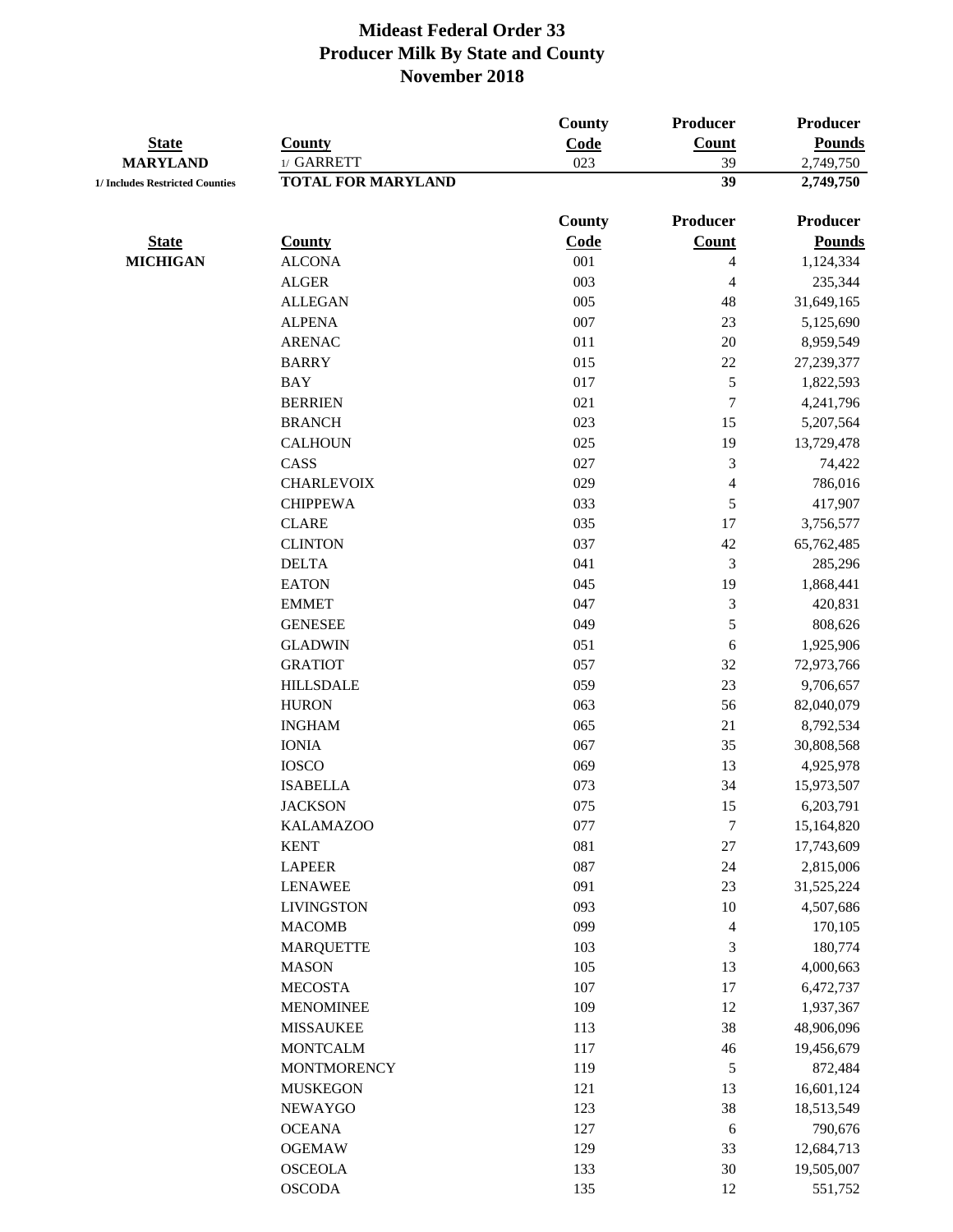# Mideast Federal Order 33
## Producer Milk By State and County
## November 2018

| State | County | County Code | Producer Count | Producer Pounds |
|---|---|---|---|---|
| MARYLAND | 1/ GARRETT | 023 | 39 | 2,749,750 |
| 1/ Includes Restricted Counties | **TOTAL FOR MARYLAND** | | **39** | **2,749,750** |

| State | County | County Code | Producer Count | Producer Pounds |
|---|---|---|---|---|
| MICHIGAN | ALCONA | 001 | 4 | 1,124,334 |
| | ALGER | 003 | 4 | 235,344 |
| | ALLEGAN | 005 | 48 | 31,649,165 |
| | ALPENA | 007 | 23 | 5,125,690 |
| | ARENAC | 011 | 20 | 8,959,549 |
| | BARRY | 015 | 22 | 27,239,377 |
| | BAY | 017 | 5 | 1,822,593 |
| | BERRIEN | 021 | 7 | 4,241,796 |
| | BRANCH | 023 | 15 | 5,207,564 |
| | CALHOUN | 025 | 19 | 13,729,478 |
| | CASS | 027 | 3 | 74,422 |
| | CHARLEVOIX | 029 | 4 | 786,016 |
| | CHIPPEWA | 033 | 5 | 417,907 |
| | CLARE | 035 | 17 | 3,756,577 |
| | CLINTON | 037 | 42 | 65,762,485 |
| | DELTA | 041 | 3 | 285,296 |
| | EATON | 045 | 19 | 1,868,441 |
| | EMMET | 047 | 3 | 420,831 |
| | GENESEE | 049 | 5 | 808,626 |
| | GLADWIN | 051 | 6 | 1,925,906 |
| | GRATIOT | 057 | 32 | 72,973,766 |
| | HILLSDALE | 059 | 23 | 9,706,657 |
| | HURON | 063 | 56 | 82,040,079 |
| | INGHAM | 065 | 21 | 8,792,534 |
| | IONIA | 067 | 35 | 30,808,568 |
| | IOSCO | 069 | 13 | 4,925,978 |
| | ISABELLA | 073 | 34 | 15,973,507 |
| | JACKSON | 075 | 15 | 6,203,791 |
| | KALAMAZOO | 077 | 7 | 15,164,820 |
| | KENT | 081 | 27 | 17,743,609 |
| | LAPEER | 087 | 24 | 2,815,006 |
| | LENAWEE | 091 | 23 | 31,525,224 |
| | LIVINGSTON | 093 | 10 | 4,507,686 |
| | MACOMB | 099 | 4 | 170,105 |
| | MARQUETTE | 103 | 3 | 180,774 |
| | MASON | 105 | 13 | 4,000,663 |
| | MECOSTA | 107 | 17 | 6,472,737 |
| | MENOMINEE | 109 | 12 | 1,937,367 |
| | MISSAUKEE | 113 | 38 | 48,906,096 |
| | MONTCALM | 117 | 46 | 19,456,679 |
| | MONTMORENCY | 119 | 5 | 872,484 |
| | MUSKEGON | 121 | 13 | 16,601,124 |
| | NEWAYGO | 123 | 38 | 18,513,549 |
| | OCEANA | 127 | 6 | 790,676 |
| | OGEMAW | 129 | 33 | 12,684,713 |
| | OSCEOLA | 133 | 30 | 19,505,007 |
| | OSCODA | 135 | 12 | 551,752 |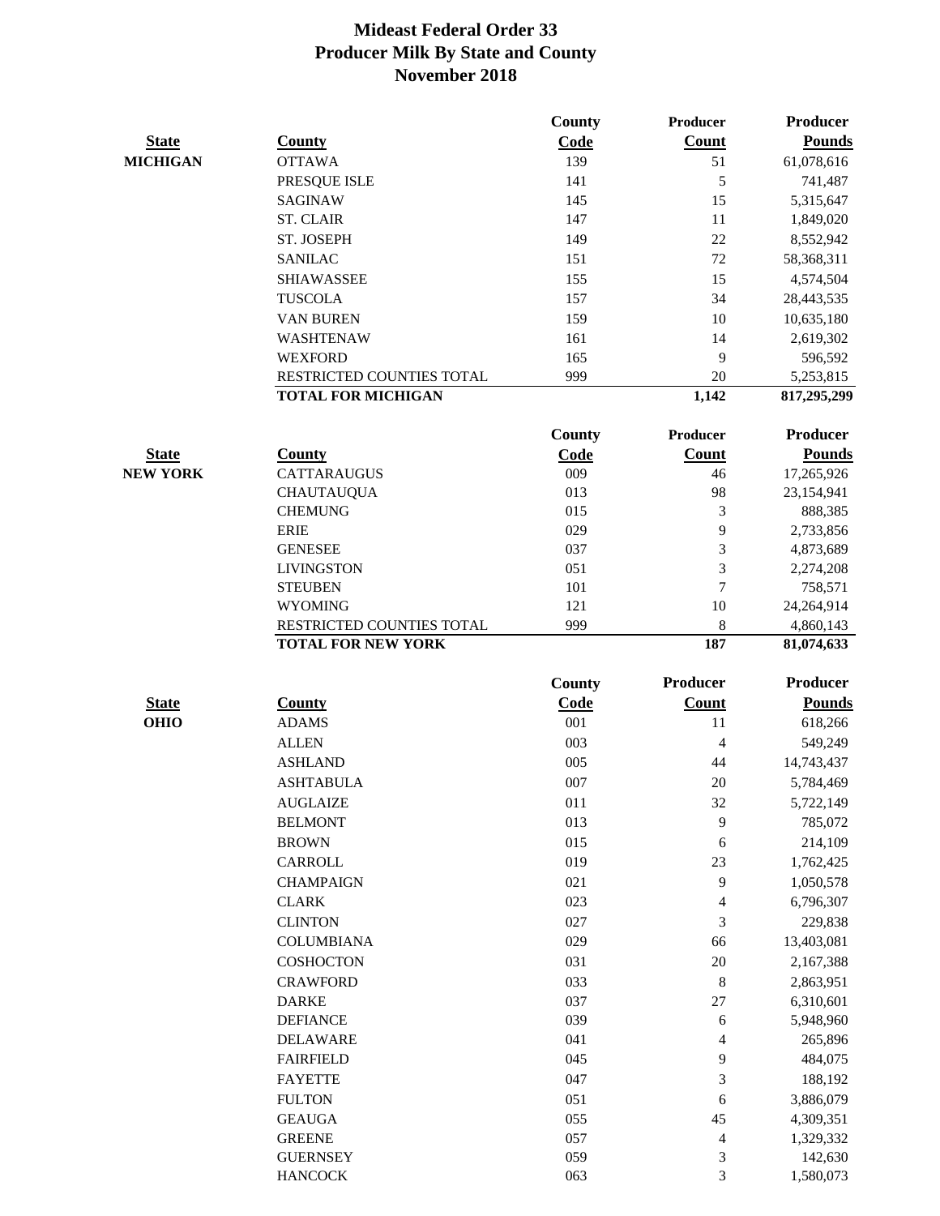# Mideast Federal Order 33
## Producer Milk By State and County
## November 2018

| State | County | County Code | Producer Count | Producer Pounds |
|---|---|---|---|---|
| MICHIGAN | OTTAWA | 139 | 51 | 61,078,616 |
| | PRESQUE ISLE | 141 | 5 | 741,487 |
| | SAGINAW | 145 | 15 | 5,315,647 |
| | ST. CLAIR | 147 | 11 | 1,849,020 |
| | ST. JOSEPH | 149 | 22 | 8,552,942 |
| | SANILAC | 151 | 72 | 58,368,311 |
| | SHIAWASSEE | 155 | 15 | 4,574,504 |
| | TUSCOLA | 157 | 34 | 28,443,535 |
| | VAN BUREN | 159 | 10 | 10,635,180 |
| | WASHTENAW | 161 | 14 | 2,619,302 |
| | WEXFORD | 165 | 9 | 596,592 |
| | RESTRICTED COUNTIES TOTAL | 999 | 20 | 5,253,815 |
| | **TOTAL FOR MICHIGAN** | | **1,142** | **817,295,299** |

| State | County | County Code | Producer Count | Producer Pounds |
|---|---|---|---|---|
| NEW YORK | CATTARAUGUS | 009 | 46 | 17,265,926 |
| | CHAUTAUQUA | 013 | 98 | 23,154,941 |
| | CHEMUNG | 015 | 3 | 888,385 |
| | ERIE | 029 | 9 | 2,733,856 |
| | GENESEE | 037 | 3 | 4,873,689 |
| | LIVINGSTON | 051 | 3 | 2,274,208 |
| | STEUBEN | 101 | 7 | 758,571 |
| | WYOMING | 121 | 10 | 24,264,914 |
| | RESTRICTED COUNTIES TOTAL | 999 | 8 | 4,860,143 |
| | **TOTAL FOR NEW YORK** | | **187** | **81,074,633** |

| State | County | County Code | Producer Count | Producer Pounds |
|---|---|---|---|---|
| OHIO | ADAMS | 001 | 11 | 618,266 |
| | ALLEN | 003 | 4 | 549,249 |
| | ASHLAND | 005 | 44 | 14,743,437 |
| | ASHTABULA | 007 | 20 | 5,784,469 |
| | AUGLAIZE | 011 | 32 | 5,722,149 |
| | BELMONT | 013 | 9 | 785,072 |
| | BROWN | 015 | 6 | 214,109 |
| | CARROLL | 019 | 23 | 1,762,425 |
| | CHAMPAIGN | 021 | 9 | 1,050,578 |
| | CLARK | 023 | 4 | 6,796,307 |
| | CLINTON | 027 | 3 | 229,838 |
| | COLUMBIANA | 029 | 66 | 13,403,081 |
| | COSHOCTON | 031 | 20 | 2,167,388 |
| | CRAWFORD | 033 | 8 | 2,863,951 |
| | DARKE | 037 | 27 | 6,310,601 |
| | DEFIANCE | 039 | 6 | 5,948,960 |
| | DELAWARE | 041 | 4 | 265,896 |
| | FAIRFIELD | 045 | 9 | 484,075 |
| | FAYETTE | 047 | 3 | 188,192 |
| | FULTON | 051 | 6 | 3,886,079 |
| | GEAUGA | 055 | 45 | 4,309,351 |
| | GREENE | 057 | 4 | 1,329,332 |
| | GUERNSEY | 059 | 3 | 142,630 |
| | HANCOCK | 063 | 3 | 1,580,073 |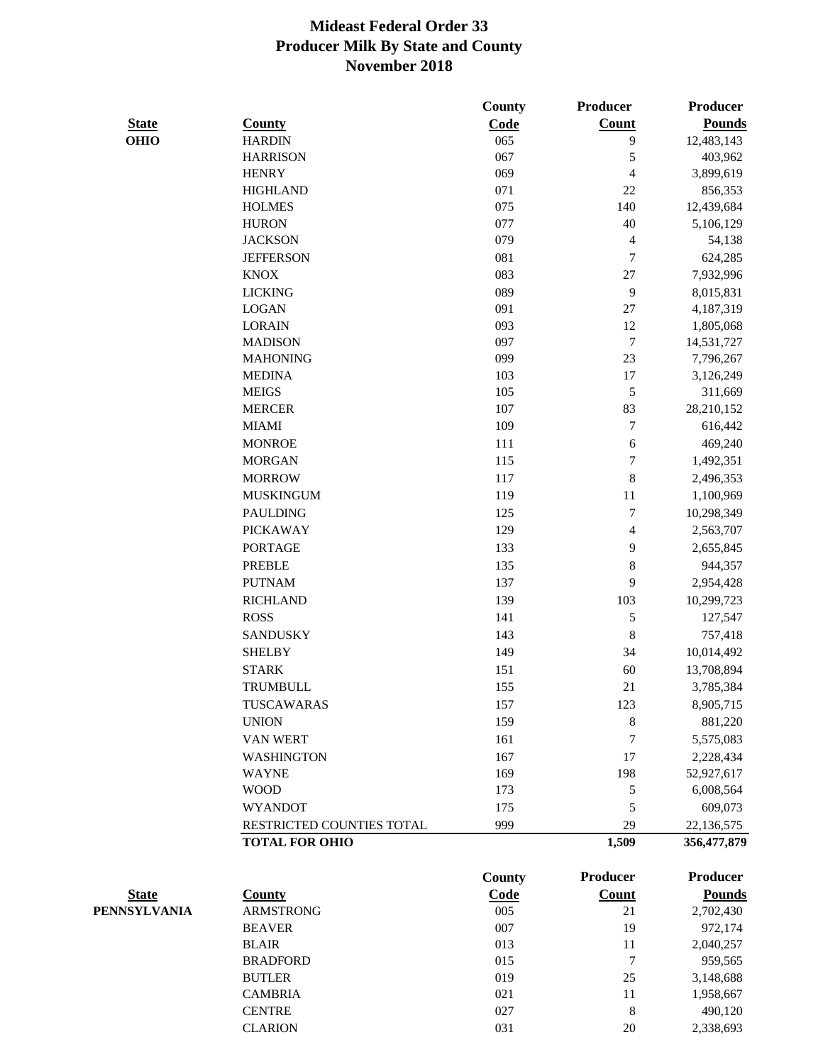# Mideast Federal Order 33
## Producer Milk By State and County
## November 2018

| State | County | County Code | Producer Count | Producer Pounds |
|---|---|---|---|---|
| OHIO | HARDIN | 065 | 9 | 12,483,143 |
| | HARRISON | 067 | 5 | 403,962 |
| | HENRY | 069 | 4 | 3,899,619 |
| | HIGHLAND | 071 | 22 | 856,353 |
| | HOLMES | 075 | 140 | 12,439,684 |
| | HURON | 077 | 40 | 5,106,129 |
| | JACKSON | 079 | 4 | 54,138 |
| | JEFFERSON | 081 | 7 | 624,285 |
| | KNOX | 083 | 27 | 7,932,996 |
| | LICKING | 089 | 9 | 8,015,831 |
| | LOGAN | 091 | 27 | 4,187,319 |
| | LORAIN | 093 | 12 | 1,805,068 |
| | MADISON | 097 | 7 | 14,531,727 |
| | MAHONING | 099 | 23 | 7,796,267 |
| | MEDINA | 103 | 17 | 3,126,249 |
| | MEIGS | 105 | 5 | 311,669 |
| | MERCER | 107 | 83 | 28,210,152 |
| | MIAMI | 109 | 7 | 616,442 |
| | MONROE | 111 | 6 | 469,240 |
| | MORGAN | 115 | 7 | 1,492,351 |
| | MORROW | 117 | 8 | 2,496,353 |
| | MUSKINGUM | 119 | 11 | 1,100,969 |
| | PAULDING | 125 | 7 | 10,298,349 |
| | PICKAWAY | 129 | 4 | 2,563,707 |
| | PORTAGE | 133 | 9 | 2,655,845 |
| | PREBLE | 135 | 8 | 944,357 |
| | PUTNAM | 137 | 9 | 2,954,428 |
| | RICHLAND | 139 | 103 | 10,299,723 |
| | ROSS | 141 | 5 | 127,547 |
| | SANDUSKY | 143 | 8 | 757,418 |
| | SHELBY | 149 | 34 | 10,014,492 |
| | STARK | 151 | 60 | 13,708,894 |
| | TRUMBULL | 155 | 21 | 3,785,384 |
| | TUSCAWARAS | 157 | 123 | 8,905,715 |
| | UNION | 159 | 8 | 881,220 |
| | VAN WERT | 161 | 7 | 5,575,083 |
| | WASHINGTON | 167 | 17 | 2,228,434 |
| | WAYNE | 169 | 198 | 52,927,617 |
| | WOOD | 173 | 5 | 6,008,564 |
| | WYANDOT | 175 | 5 | 609,073 |
| | RESTRICTED COUNTIES TOTAL | 999 | 29 | 22,136,575 |
| | **TOTAL FOR OHIO** | | **1,509** | **356,477,879** |

| State | County | County Code | Producer Count | Producer Pounds |
|---|---|---|---|---|
| PENNSYLVANIA | ARMSTRONG | 005 | 21 | 2,702,430 |
| | BEAVER | 007 | 19 | 972,174 |
| | BLAIR | 013 | 11 | 2,040,257 |
| | BRADFORD | 015 | 7 | 959,565 |
| | BUTLER | 019 | 25 | 3,148,688 |
| | CAMBRIA | 021 | 11 | 1,958,667 |
| | CENTRE | 027 | 8 | 490,120 |
| | CLARION | 031 | 20 | 2,338,693 |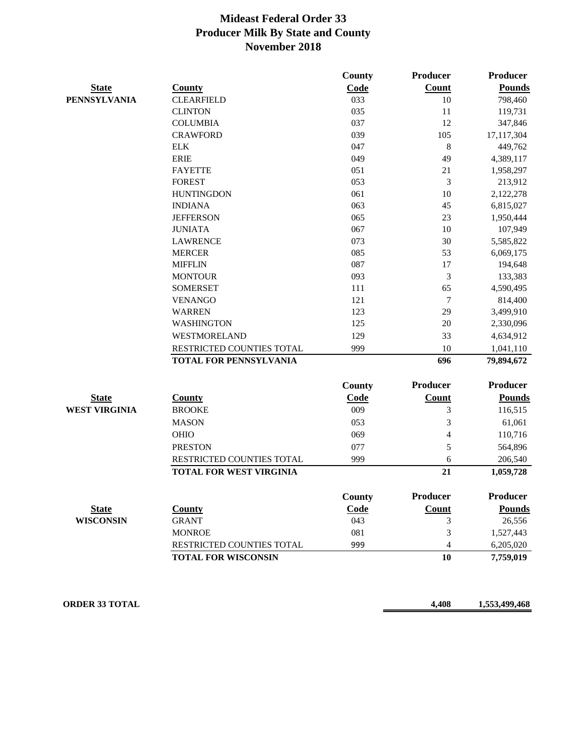# Mideast Federal Order 33
# Producer Milk By State and County
# November 2018

| State | County | County Code | Producer Count | Producer Pounds |
|---|---|---|---|---|
| PENNSYLVANIA | CLEARFIELD | 033 | 10 | 798,460 |
| | CLINTON | 035 | 11 | 119,731 |
| | COLUMBIA | 037 | 12 | 347,846 |
| | CRAWFORD | 039 | 105 | 17,117,304 |
| | ELK | 047 | 8 | 449,762 |
| | ERIE | 049 | 49 | 4,389,117 |
| | FAYETTE | 051 | 21 | 1,958,297 |
| | FOREST | 053 | 3 | 213,912 |
| | HUNTINGDON | 061 | 10 | 2,122,278 |
| | INDIANA | 063 | 45 | 6,815,027 |
| | JEFFERSON | 065 | 23 | 1,950,444 |
| | JUNIATA | 067 | 10 | 107,949 |
| | LAWRENCE | 073 | 30 | 5,585,822 |
| | MERCER | 085 | 53 | 6,069,175 |
| | MIFFLIN | 087 | 17 | 194,648 |
| | MONTOUR | 093 | 3 | 133,383 |
| | SOMERSET | 111 | 65 | 4,590,495 |
| | VENANGO | 121 | 7 | 814,400 |
| | WARREN | 123 | 29 | 3,499,910 |
| | WASHINGTON | 125 | 20 | 2,330,096 |
| | WESTMORELAND | 129 | 33 | 4,634,912 |
| | RESTRICTED COUNTIES TOTAL | 999 | 10 | 1,041,110 |
| | **TOTAL FOR PENNSYLVANIA** | | **696** | **79,894,672** |

| State | County | County Code | Producer Count | Producer Pounds |
|---|---|---|---|---|
| WEST VIRGINIA | BROOKE | 009 | 3 | 116,515 |
| | MASON | 053 | 3 | 61,061 |
| | OHIO | 069 | 4 | 110,716 |
| | PRESTON | 077 | 5 | 564,896 |
| | RESTRICTED COUNTIES TOTAL | 999 | 6 | 206,540 |
| | **TOTAL FOR WEST VIRGINIA** | | **21** | **1,059,728** |

| State | County | County Code | Producer Count | Producer Pounds |
|---|---|---|---|---|
| WISCONSIN | GRANT | 043 | 3 | 26,556 |
| | MONROE | 081 | 3 | 1,527,443 |
| | RESTRICTED COUNTIES TOTAL | 999 | 4 | 6,205,020 |
| | **TOTAL FOR WISCONSIN** | | **10** | **7,759,019** |

| | | | | |
|---|---|---|---|---|
| **ORDER 33 TOTAL** | | | **4,408** | **1,553,499,468** |